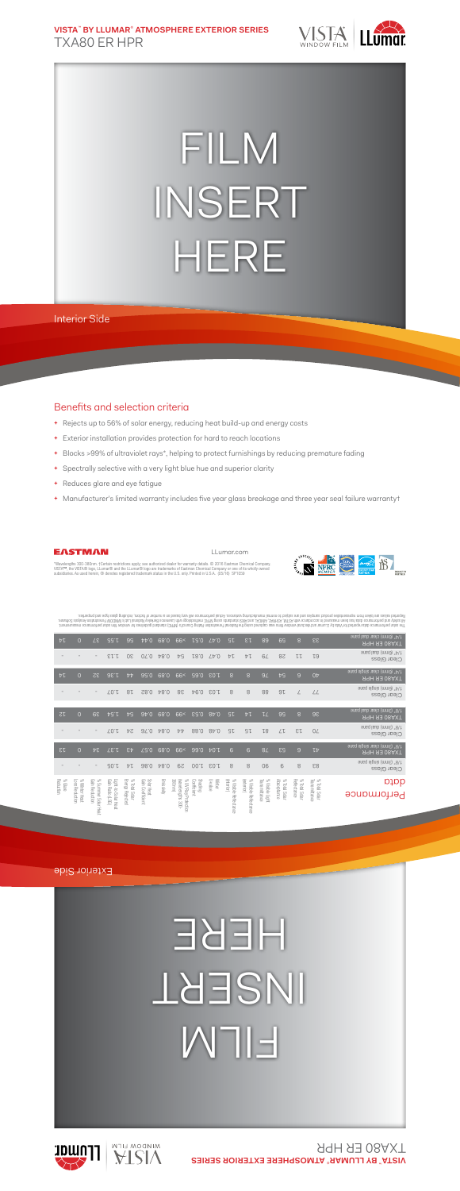## VISTA™ BY LLUMAR® ATMOSPHERE EXTERIOR SERIES
# TXA80 ER HPR

FILM
INSERT
HERE

Interior Side

## Benefits and selection criteria

- Rejects up to 56% of solar energy, reducing heat build-up and energy costs
- Exterior installation provides protection for hard to reach locations
- Blocks >99% of ultraviolet rays*, helping to protect furnishings by reducing premature fading
- Spectrally selective with a very light blue hue and superior clarity
- Reduces glare and eye fatigue
- Manufacturer's limited warranty includes five year glass breakage and three year seal failure warranty†

EASTMAN

LLumar.com

*Wavelengths 300-380nm. †Certain restrictions apply; see authorized dealer for warranty details. © 2016 Eastman Chemical Company. VISTA™, the VISTA® logo, LLumar® and the LLumar® logo are trademarks of Eastman Chemical Company or one of its wholly owned subsidiaries. As used herein, ® denotes registered trademark status in the U.S. only. Printed in U.S.A. (05/16) GP1259

## Performance data

| | % Total Solar Transmittance | % Total Solar Reflectance | % Total Solar Absorptance | % Visible Light Transmittance | % Visible Reflectance (exterior) | % Visible Reflectance (interior) | Winter U-Value | Shading Coefficient | % UV Rejection (wavelengths 300-380nm) | Emissivity | Solar Heat Gain Coefficient | % Total Solar Energy Rejected | Light to Solar Heat Gain Ratio (LSG) | % Solar Heat Gain Reduction | % Winter Heat Loss Reduction | % Glare Reduction |
|---|---|---|---|---|---|---|---|---|---|---|---|---|---|---|---|---|
| TXA80 ER HPR 1/4" (6mm) clear dual pane | 33 | 9 | 58 | 68 | 13 | 15 | 0.47 | 0.51 | >99 | 0.89 | 0.44 | 56 | 1.55 | 27 | 0 | 14 |
| Clear Glass 1/4" (6mm) dual pane | 63 | 11 | 26 | 78 | 14 | 14 | 0.47 | 0.81 | 54 | 0.84 | 0.70 | 30 | 1.13 | - | - | - |
| TXA80 ER HPR 1/4" (6mm) clear single pane | 40 | 6 | 54 | 76 | 8 | 8 | 1.03 | 0.65 | >99 | 0.89 | 0.56 | 44 | 1.36 | 32 | 0 | 14 |
| Clear Glass 1/4" (6mm) single pane | 77 | 7 | 16 | 88 | 8 | 8 | 1.03 | 0.94 | 38 | 0.84 | 0.82 | 18 | 1.07 | - | - | - |
| TXA80 ER HPR 1/8" (3mm) clear dual pane | 36 | 8 | 56 | 71 | 14 | 15 | 0.48 | 0.53 | >99 | 0.89 | 0.46 | 54 | 1.54 | 39 | 0 | 12 |
| Clear Glass 1/8" (3mm) dual pane | 70 | 13 | 17 | 81 | 15 | 15 | 0.48 | 0.88 | 44 | 0.84 | 0.76 | 24 | 1.07 | - | - | - |
| TXA80 ER HPR 1/8" (3mm) clear single pane | 41 | 9 | 50 | 78 | 9 | 9 | 1.01 | 0.66 | >99 | 0.89 | 0.57 | 43 | 1.37 | 34 | 0 | 13 |
| Clear Glass 1/8" (3mm) single pane | 83 | 8 | 9 | 90 | 8 | 8 | 1.03 | 1.00 | 29 | 0.84 | 0.86 | 14 | 1.05 | - | - | - |

The solar performance data reported for Vista by LLumar architectural window films was captured using the National Fenestration Rating Council's (NFRC) standard guidelines for window film solar performance measurement. All solar performance data has been measured in accordance with ASTM, ASHRAE, and NFRC standards using NFRC methodology with Lawrence Berkeley National Lab's WINDOW Fenestration Analysis Software. Reported values are taken from representative product samples and are subject to normal manufacturing variances. Actual performance will vary based on a number of factors, including glass type and properties.

Exterior Side

FILM
INSERT
HERE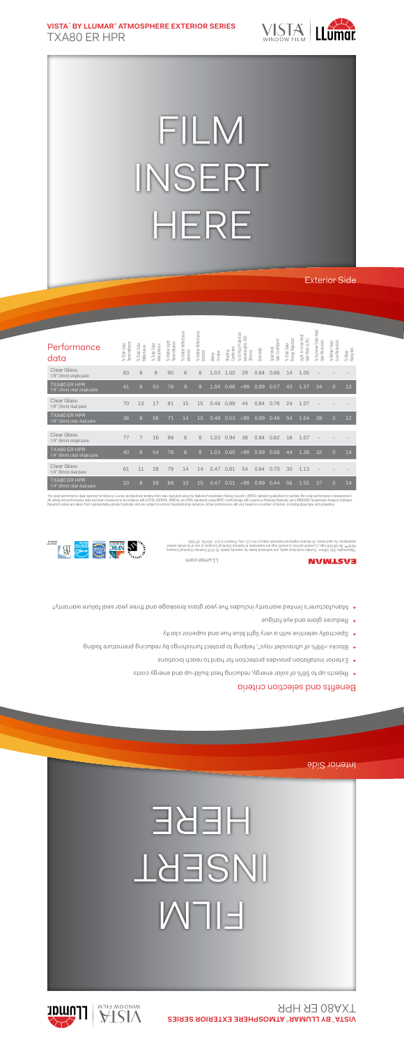**VISTA™ BY LLUMAR® ATMOSPHERE EXTERIOR SERIES**
TXA80 ER HPR

FILM INSERT HERE

Exterior Side

## Performance data

| | % Total Solar Transmittance | % Total Solar Reflectance | % Total Solar Absorbance | % Visible Light Transmittance | % Visible Reflectance (exterior) | % Visible Reflectance (interior) | Winter U-value | Shading Coefficient | % UV Ray Reduction (wavelengths 300-380nm) | Emissivity | Solar Heat Gain Coefficient | % Total Solar Energy Rejected | Light to Solar Heat Gain Ratio (LSG) | % Summer Solar Heat Gain Reduction | % Winter Heat Loss Reduction | % Glare Reduction |
|---|---|---|---|---|---|---|---|---|---|---|---|---|---|---|---|---|
| Clear Glass 1/8" (3mm) single pane | 83 | 8 | 9 | 90 | 8 | 8 | 1.03 | 1.00 | 29 | 0.84 | 0.86 | 14 | 1.05 | - | - | - |
| TXA80 ER HPR 1/8" (3mm) clear single pane | 41 | 6 | 53 | 78 | 9 | 9 | 1.04 | 0.66 | >99 | 0.89 | 0.57 | 43 | 1.37 | 34 | 0 | 13 |
| Clear Glass 1/8" (3mm) dual pane | 70 | 13 | 17 | 81 | 15 | 15 | 0.48 | 0.88 | 44 | 0.84 | 0.76 | 24 | 1.07 | - | - | - |
| TXA80 ER HPR 1/8" (3mm) clear dual pane | 36 | 8 | 56 | 71 | 14 | 15 | 0.48 | 0.53 | >99 | 0.89 | 0.46 | 54 | 1.54 | 39 | 0 | 12 |
| Clear Glass 1/4" (6mm) single pane | 77 | 7 | 16 | 88 | 8 | 8 | 1.03 | 0.94 | 38 | 0.84 | 0.82 | 18 | 1.07 | - | - | - |
| TXA80 ER HPR 1/4" (6mm) clear single pane | 40 | 6 | 54 | 76 | 8 | 8 | 1.03 | 0.65 | >99 | 0.89 | 0.56 | 44 | 1.36 | 32 | 0 | 14 |
| Clear Glass 1/4" (6mm) dual pane | 61 | 11 | 28 | 79 | 14 | 14 | 0.47 | 0.81 | 54 | 0.84 | 0.70 | 30 | 1.13 | - | - | - |
| TXA80 ER HPR 1/4" (6mm) clear dual pane | 33 | 8 | 59 | 68 | 13 | 15 | 0.47 | 0.51 | >99 | 0.89 | 0.44 | 56 | 1.55 | 37 | 0 | 14 |

The solar performance data reported for Vista by LLumar architectural window films was captured using the National Fenestration Rating Council's (NFRC) standard guidelines for window film solar performance measurement. All safety and performance data has been measured in accordance with ASTM, ASHRAE, ANSI and ANSI standards using NFRC methodology with Lawrence Berkeley National Lab's WINDOW Fenestration Analysis Software. Reported values are taken from representative product samples and are subject to normal manufacturing variances. Actual performance will vary based on a number of factors, including glass type and properties.

EASTMAN

LLumar.com

*Wavelengths 300-380nm. †Certain restrictions apply; see authorized dealer for warranty details. ©2018 Eastman Chemical Company. VISTA™, the VISTA® logo, LLumar® and the LLumar® logo are trademarks of Eastman Chemical Company or one of its wholly owned subsidiaries. As used herein, ® denotes registered trademark status in the U.S. only. Printed in U.S.A. (03/18) SP1029

## Benefits and selection criteria

- Rejects up to 56% of solar energy, reducing heat build-up and energy costs
- Exterior installation provides protection for hard to reach locations
- Blocks >99% of ultraviolet rays*, helping to protect furnishings by reducing premature fading
- Spectrally selective with a very light blue hue and superior clarity
- Reduces glare and eye fatigue
- Manufacturer's limited warranty includes five year glass breakage and three year seal failure warranty†

Interior Side

FILM INSERT HERE

**VISTA™ BY LLUMAR® ATMOSPHERE EXTERIOR SERIES**
TXA80 ER HPR